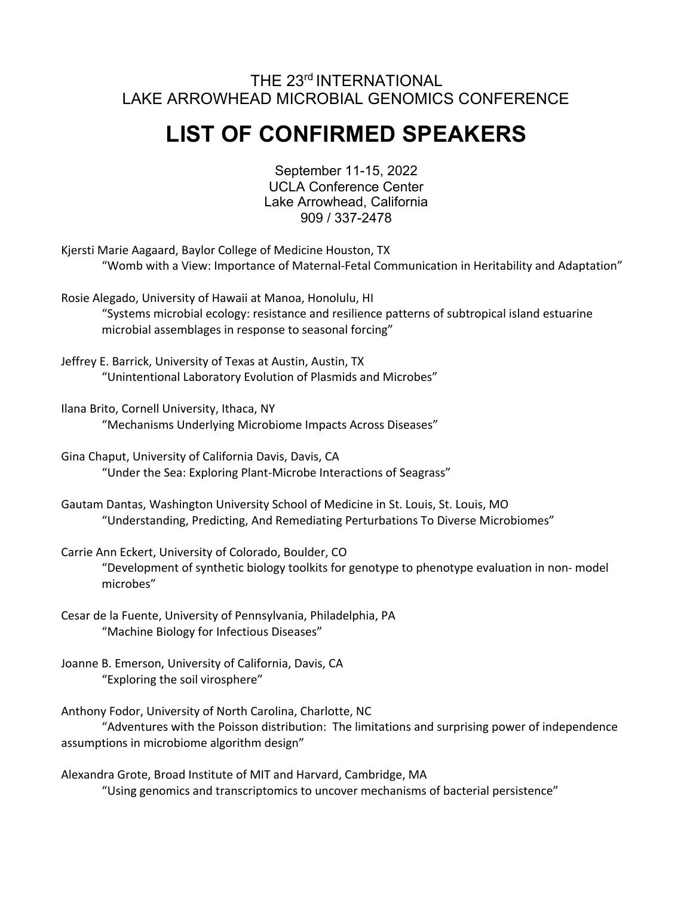THE 23rd INTERNATIONAL
LAKE ARROWHEAD MICROBIAL GENOMICS CONFERENCE

# LIST OF CONFIRMED SPEAKERS

September 11-15, 2022
UCLA Conference Center
Lake Arrowhead, California
909 / 337-2478

Kjersti Marie Aagaard, Baylor College of Medicine Houston, TX
"Womb with a View: Importance of Maternal-Fetal Communication in Heritability and Adaptation"

Rosie Alegado, University of Hawaii at Manoa, Honolulu, HI
"Systems microbial ecology: resistance and resilience patterns of subtropical island estuarine microbial assemblages in response to seasonal forcing"

Jeffrey E. Barrick, University of Texas at Austin, Austin, TX
"Unintentional Laboratory Evolution of Plasmids and Microbes"

Ilana Brito, Cornell University, Ithaca, NY
"Mechanisms Underlying Microbiome Impacts Across Diseases"

Gina Chaput, University of California Davis, Davis, CA
"Under the Sea: Exploring Plant-Microbe Interactions of Seagrass"

Gautam Dantas, Washington University School of Medicine in St. Louis, St. Louis, MO
"Understanding, Predicting, And Remediating Perturbations To Diverse Microbiomes"

Carrie Ann Eckert, University of Colorado, Boulder, CO
"Development of synthetic biology toolkits for genotype to phenotype evaluation in non- model microbes"

Cesar de la Fuente, University of Pennsylvania, Philadelphia, PA
"Machine Biology for Infectious Diseases"

Joanne B. Emerson, University of California, Davis, CA
"Exploring the soil virosphere"

Anthony Fodor, University of North Carolina, Charlotte, NC
"Adventures with the Poisson distribution: The limitations and surprising power of independence assumptions in microbiome algorithm design"

Alexandra Grote, Broad Institute of MIT and Harvard, Cambridge, MA
"Using genomics and transcriptomics to uncover mechanisms of bacterial persistence"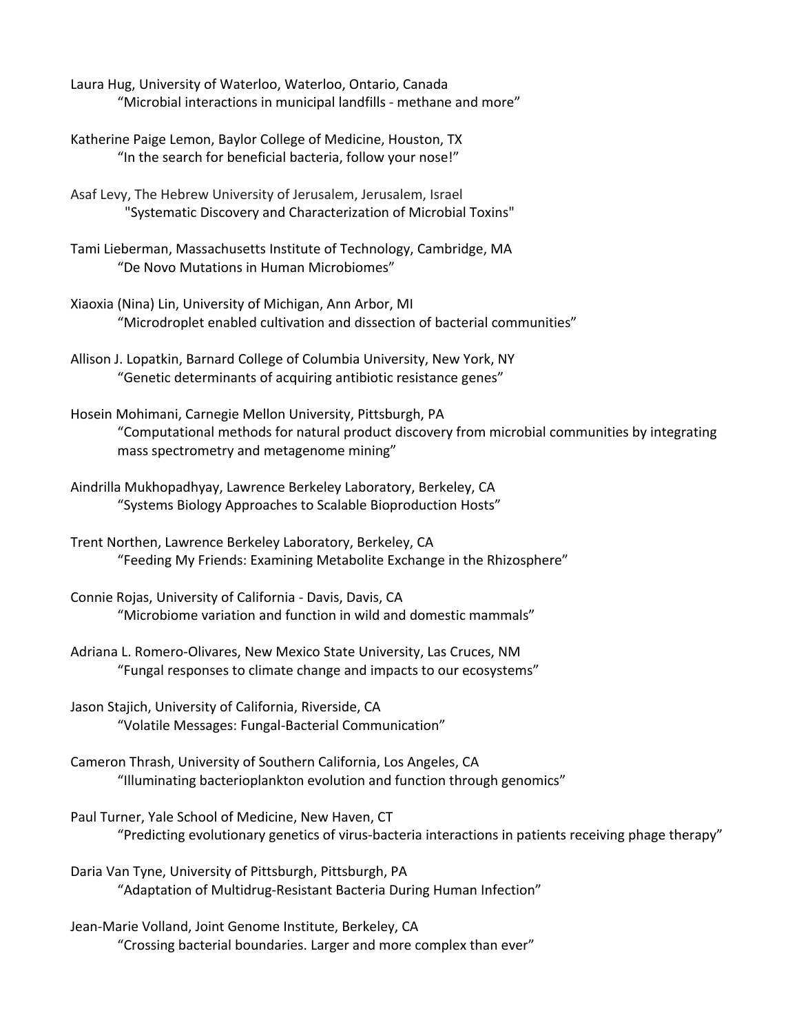Laura Hug, University of Waterloo, Waterloo, Ontario, Canada
“Microbial interactions in municipal landfills - methane and more”

Katherine Paige Lemon, Baylor College of Medicine, Houston, TX
“In the search for beneficial bacteria, follow your nose!”

Asaf Levy, The Hebrew University of Jerusalem, Jerusalem, Israel
"Systematic Discovery and Characterization of Microbial Toxins"

Tami Lieberman, Massachusetts Institute of Technology, Cambridge, MA
“De Novo Mutations in Human Microbiomes”

Xiaoxia (Nina) Lin, University of Michigan, Ann Arbor, MI
“Microdroplet enabled cultivation and dissection of bacterial communities”

Allison J. Lopatkin, Barnard College of Columbia University, New York, NY
“Genetic determinants of acquiring antibiotic resistance genes”

Hosein Mohimani, Carnegie Mellon University, Pittsburgh, PA
“Computational methods for natural product discovery from microbial communities by integrating mass spectrometry and metagenome mining”

Aindrilla Mukhopadhyay, Lawrence Berkeley Laboratory, Berkeley, CA
“Systems Biology Approaches to Scalable Bioproduction Hosts”

Trent Northen, Lawrence Berkeley Laboratory, Berkeley, CA
“Feeding My Friends: Examining Metabolite Exchange in the Rhizosphere”

Connie Rojas, University of California - Davis, Davis, CA
“Microbiome variation and function in wild and domestic mammals”

Adriana L. Romero-Olivares, New Mexico State University, Las Cruces, NM
“Fungal responses to climate change and impacts to our ecosystems”

Jason Stajich, University of California, Riverside, CA
“Volatile Messages: Fungal-Bacterial Communication”

Cameron Thrash, University of Southern California, Los Angeles, CA
“Illuminating bacterioplankton evolution and function through genomics”

Paul Turner, Yale School of Medicine, New Haven, CT
“Predicting evolutionary genetics of virus-bacteria interactions in patients receiving phage therapy”

Daria Van Tyne, University of Pittsburgh, Pittsburgh, PA
“Adaptation of Multidrug-Resistant Bacteria During Human Infection”

Jean-Marie Volland, Joint Genome Institute, Berkeley, CA
“Crossing bacterial boundaries. Larger and more complex than ever”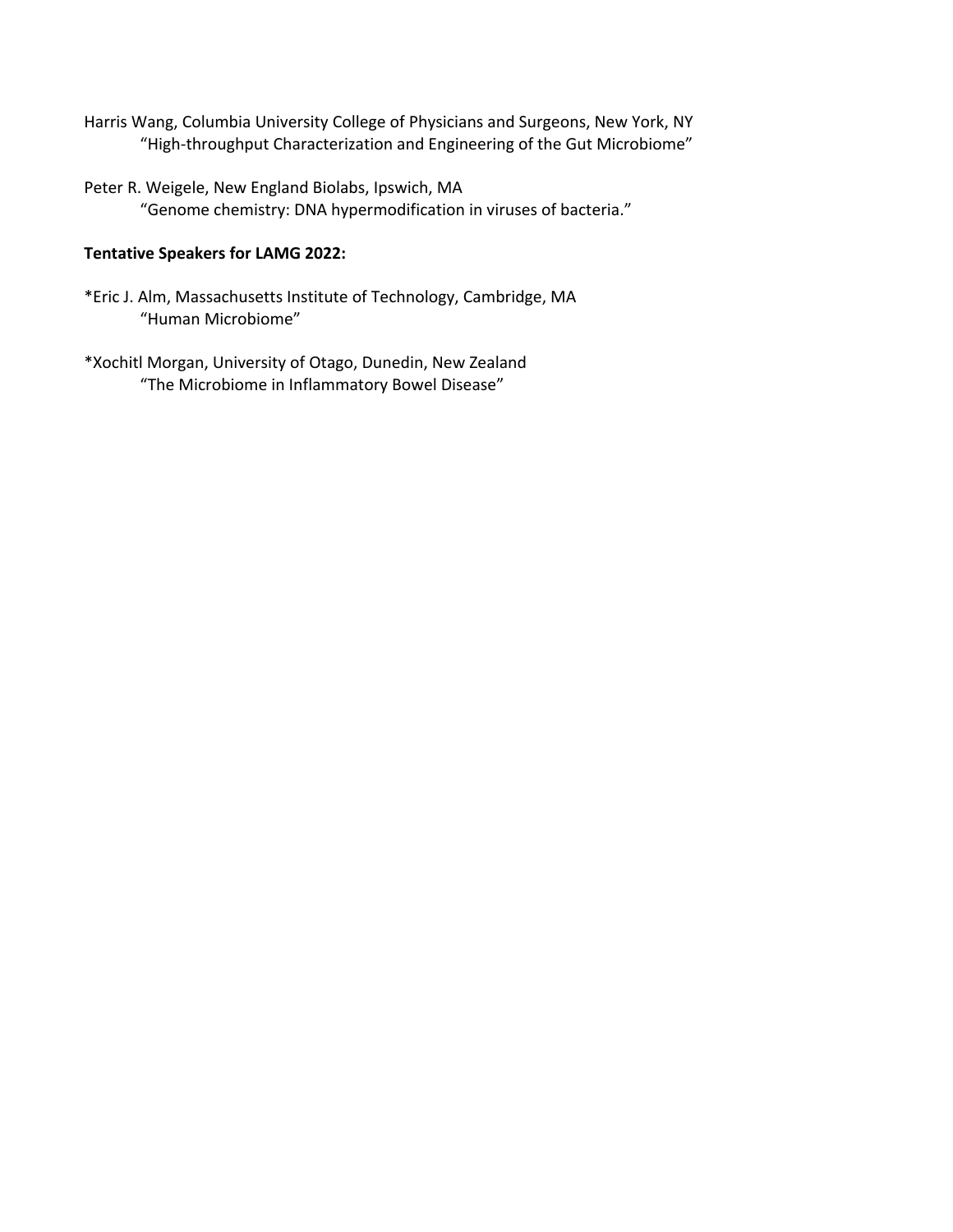Harris Wang, Columbia University College of Physicians and Surgeons, New York, NY
"High-throughput Characterization and Engineering of the Gut Microbiome"

Peter R. Weigele, New England Biolabs, Ipswich, MA
"Genome chemistry: DNA hypermodification in viruses of bacteria."

**Tentative Speakers for LAMG 2022:**

*Eric J. Alm, Massachusetts Institute of Technology, Cambridge, MA
"Human Microbiome"

*Xochitl Morgan, University of Otago, Dunedin, New Zealand
"The Microbiome in Inflammatory Bowel Disease"